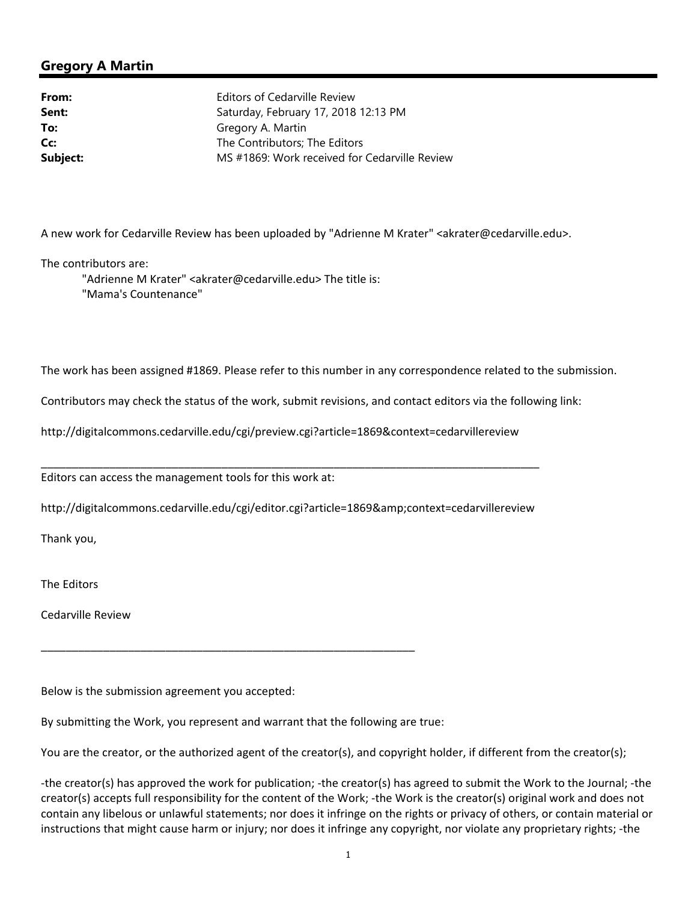## Gregory A Martin

| | |
|---|---|
| **From:** | Editors of Cedarville Review |
| **Sent:** | Saturday, February 17, 2018 12:13 PM |
| **To:** | Gregory A. Martin |
| **Cc:** | The Contributors; The Editors |
| **Subject:** | MS #1869: Work received for Cedarville Review |

A new work for Cedarville Review has been uploaded by "Adrienne M Krater" <akrater@cedarville.edu>.

The contributors are:

"Adrienne M Krater" <akrater@cedarville.edu> The title is:
"Mama's Countenance"

The work has been assigned #1869. Please refer to this number in any correspondence related to the submission.

Contributors may check the status of the work, submit revisions, and contact editors via the following link:

http://digitalcommons.cedarville.edu/cgi/preview.cgi?article=1869&context=cedarvillereview

___

Editors can access the management tools for this work at:

http://digitalcommons.cedarville.edu/cgi/editor.cgi?article=1869&amp;context=cedarvillereview

Thank you,

The Editors

Cedarville Review

___

Below is the submission agreement you accepted:

By submitting the Work, you represent and warrant that the following are true:

You are the creator, or the authorized agent of the creator(s), and copyright holder, if different from the creator(s);

-the creator(s) has approved the work for publication; -the creator(s) has agreed to submit the Work to the Journal; -the creator(s) accepts full responsibility for the content of the Work; -the Work is the creator(s) original work and does not contain any libelous or unlawful statements; nor does it infringe on the rights or privacy of others, or contain material or instructions that might cause harm or injury; nor does it infringe any copyright, nor violate any proprietary rights; -the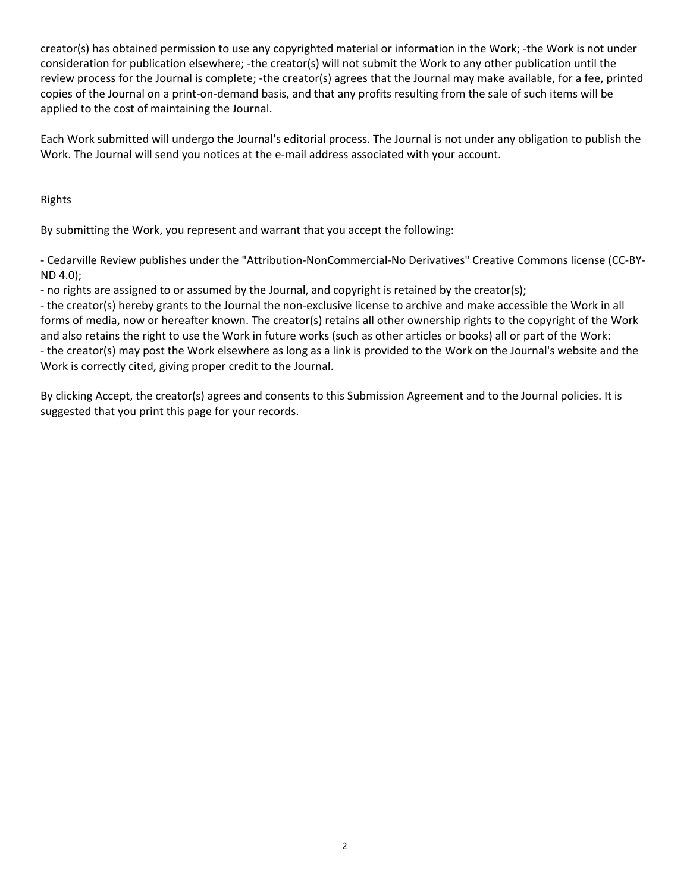creator(s) has obtained permission to use any copyrighted material or information in the Work; -the Work is not under consideration for publication elsewhere; -the creator(s) will not submit the Work to any other publication until the review process for the Journal is complete; -the creator(s) agrees that the Journal may make available, for a fee, printed copies of the Journal on a print-on-demand basis, and that any profits resulting from the sale of such items will be applied to the cost of maintaining the Journal.

Each Work submitted will undergo the Journal's editorial process. The Journal is not under any obligation to publish the Work. The Journal will send you notices at the e-mail address associated with your account.

Rights

By submitting the Work, you represent and warrant that you accept the following:

- Cedarville Review publishes under the "Attribution-NonCommercial-No Derivatives" Creative Commons license (CC-BY-ND 4.0);
- no rights are assigned to or assumed by the Journal, and copyright is retained by the creator(s);
- the creator(s) hereby grants to the Journal the non-exclusive license to archive and make accessible the Work in all forms of media, now or hereafter known. The creator(s) retains all other ownership rights to the copyright of the Work and also retains the right to use the Work in future works (such as other articles or books) all or part of the Work:
- the creator(s) may post the Work elsewhere as long as a link is provided to the Work on the Journal's website and the Work is correctly cited, giving proper credit to the Journal.

By clicking Accept, the creator(s) agrees and consents to this Submission Agreement and to the Journal policies. It is suggested that you print this page for your records.